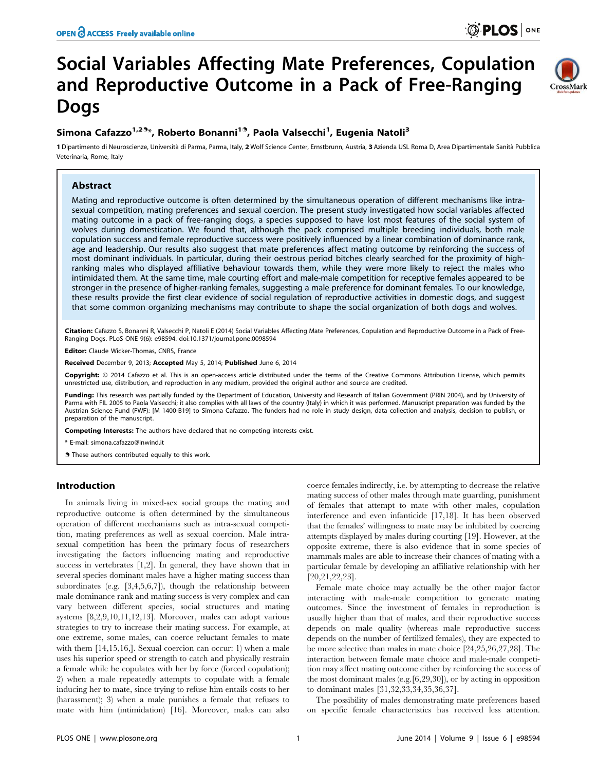# Social Variables Affecting Mate Preferences, Copulation and Reproductive Outcome in a Pack of Free-Ranging Dogs

**Simona Cafazzo[1,2]\*, Roberto Bonanni[1], Paola Valsecchi[1], Eugenia Natoli[3]**

1 Dipartimento di Neuroscienze, Università di Parma, Parma, Italy, 2 Wolf Science Center, Ernstbrunn, Austria, 3 Azienda USL Roma D, Area Dipartimentale Sanità Pubblica Veterinaria, Rome, Italy

## Abstract

Mating and reproductive outcome is often determined by the simultaneous operation of different mechanisms like intra-sexual competition, mating preferences and sexual coercion. The present study investigated how social variables affected mating outcome in a pack of free-ranging dogs, a species supposed to have lost most features of the social system of wolves during domestication. We found that, although the pack comprised multiple breeding individuals, both male copulation success and female reproductive success were positively influenced by a linear combination of dominance rank, age and leadership. Our results also suggest that mate preferences affect mating outcome by reinforcing the success of most dominant individuals. In particular, during their oestrous period bitches clearly searched for the proximity of high-ranking males who displayed affiliative behaviour towards them, while they were more likely to reject the males who intimidated them. At the same time, male courting effort and male-male competition for receptive females appeared to be stronger in the presence of higher-ranking females, suggesting a male preference for dominant females. To our knowledge, these results provide the first clear evidence of social regulation of reproductive activities in domestic dogs, and suggest that some common organizing mechanisms may contribute to shape the social organization of both dogs and wolves.

**Citation:** Cafazzo S, Bonanni R, Valsecchi P, Natoli E (2014) Social Variables Affecting Mate Preferences, Copulation and Reproductive Outcome in a Pack of Free-Ranging Dogs. PLoS ONE 9(6): e98594. doi:10.1371/journal.pone.0098594

**Editor:** Claude Wicker-Thomas, CNRS, France

**Received** December 9, 2013; **Accepted** May 5, 2014; **Published** June 6, 2014

**Copyright:** © 2014 Cafazzo et al. This is an open-access article distributed under the terms of the Creative Commons Attribution License, which permits unrestricted use, distribution, and reproduction in any medium, provided the original author and source are credited.

**Funding:** This research was partially funded by the Department of Education, University and Research of Italian Government (PRIN 2004), and by University of Parma with FIL 2005 to Paola Valsecchi; it also complies with all laws of the country (Italy) in which it was performed. Manuscript preparation was funded by the Austrian Science Fund (FWF): [M 1400-B19] to Simona Cafazzo. The funders had no role in study design, data collection and analysis, decision to publish, or preparation of the manuscript.

**Competing Interests:** The authors have declared that no competing interests exist.

\* E-mail: simona.cafazzo@inwind.it

These authors contributed equally to this work.

## Introduction

In animals living in mixed-sex social groups the mating and reproductive outcome is often determined by the simultaneous operation of different mechanisms such as intra-sexual competition, mating preferences as well as sexual coercion. Male intra-sexual competition has been the primary focus of researchers investigating the factors influencing mating and reproductive success in vertebrates [1,2]. In general, they have shown that in several species dominant males have a higher mating success than subordinates (e.g. [3,4,5,6,7]), though the relationship between male dominance rank and mating success is very complex and can vary between different species, social structures and mating systems [8,2,9,10,11,12,13]. Moreover, males can adopt various strategies to try to increase their mating success. For example, at one extreme, some males, can coerce reluctant females to mate with them [14,15,16,]. Sexual coercion can occur: 1) when a male uses his superior speed or strength to catch and physically restrain a female while he copulates with her by force (forced copulation); 2) when a male repeatedly attempts to copulate with a female inducing her to mate, since trying to refuse him entails costs to her (harassment); 3) when a male punishes a female that refuses to mate with him (intimidation) [16]. Moreover, males can also coerce females indirectly, i.e. by attempting to decrease the relative mating success of other males through mate guarding, punishment of females that attempt to mate with other males, copulation interference and even infanticide [17,18]. It has been observed that the females' willingness to mate may be inhibited by coercing attempts displayed by males during courting [19]. However, at the opposite extreme, there is also evidence that in some species of mammals males are able to increase their chances of mating with a particular female by developing an affiliative relationship with her [20,21,22,23].

Female mate choice may actually be the other major factor interacting with male-male competition to generate mating outcomes. Since the investment of females in reproduction is usually higher than that of males, and their reproductive success depends on male quality (whereas male reproductive success depends on the number of fertilized females), they are expected to be more selective than males in mate choice [24,25,26,27,28]. The interaction between female mate choice and male-male competition may affect mating outcome either by reinforcing the success of the most dominant males (e.g.[6,29,30]), or by acting in opposition to dominant males [31,32,33,34,35,36,37].

The possibility of males demonstrating mate preferences based on specific female characteristics has received less attention.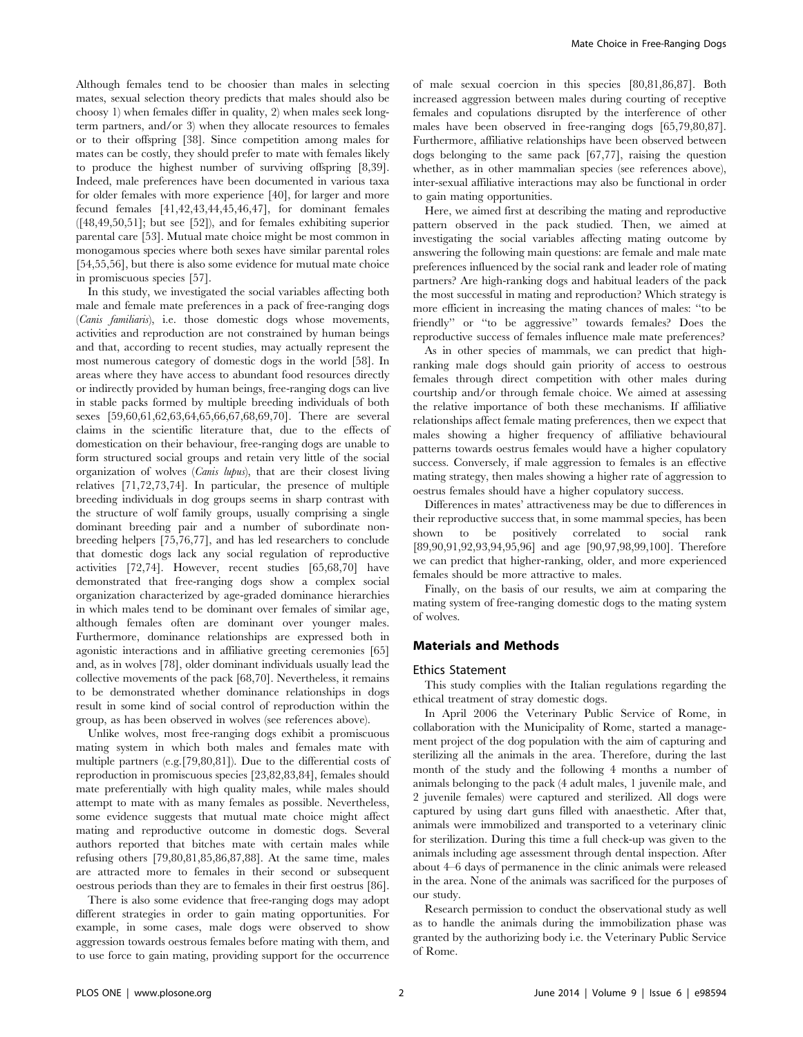Although females tend to be choosier than males in selecting mates, sexual selection theory predicts that males should also be choosy 1) when females differ in quality, 2) when males seek long-term partners, and/or 3) when they allocate resources to females or to their offspring [38]. Since competition among males for mates can be costly, they should prefer to mate with females likely to produce the highest number of surviving offspring [8,39]. Indeed, male preferences have been documented in various taxa for older females with more experience [40], for larger and more fecund females [41,42,43,44,45,46,47], for dominant females ([48,49,50,51]; but see [52]), and for females exhibiting superior parental care [53]. Mutual mate choice might be most common in monogamous species where both sexes have similar parental roles [54,55,56], but there is also some evidence for mutual mate choice in promiscuous species [57].

In this study, we investigated the social variables affecting both male and female mate preferences in a pack of free-ranging dogs (*Canis familiaris*), i.e. those domestic dogs whose movements, activities and reproduction are not constrained by human beings and that, according to recent studies, may actually represent the most numerous category of domestic dogs in the world [58]. In areas where they have access to abundant food resources directly or indirectly provided by human beings, free-ranging dogs can live in stable packs formed by multiple breeding individuals of both sexes [59,60,61,62,63,64,65,66,67,68,69,70]. There are several claims in the scientific literature that, due to the effects of domestication on their behaviour, free-ranging dogs are unable to form structured social groups and retain very little of the social organization of wolves (*Canis lupus*), that are their closest living relatives [71,72,73,74]. In particular, the presence of multiple breeding individuals in dog groups seems in sharp contrast with the structure of wolf family groups, usually comprising a single dominant breeding pair and a number of subordinate non-breeding helpers [75,76,77], and has led researchers to conclude that domestic dogs lack any social regulation of reproductive activities [72,74]. However, recent studies [65,68,70] have demonstrated that free-ranging dogs show a complex social organization characterized by age-graded dominance hierarchies in which males tend to be dominant over females of similar age, although females often are dominant over younger males. Furthermore, dominance relationships are expressed both in agonistic interactions and in affiliative greeting ceremonies [65] and, as in wolves [78], older dominant individuals usually lead the collective movements of the pack [68,70]. Nevertheless, it remains to be demonstrated whether dominance relationships in dogs result in some kind of social control of reproduction within the group, as has been observed in wolves (see references above).

Unlike wolves, most free-ranging dogs exhibit a promiscuous mating system in which both males and females mate with multiple partners (e.g.[79,80,81]). Due to the differential costs of reproduction in promiscuous species [23,82,83,84], females should mate preferentially with high quality males, while males should attempt to mate with as many females as possible. Nevertheless, some evidence suggests that mutual mate choice might affect mating and reproductive outcome in domestic dogs. Several authors reported that bitches mate with certain males while refusing others [79,80,81,85,86,87,88]. At the same time, males are attracted more to females in their second or subsequent oestrous periods than they are to females in their first oestrus [86].

There is also some evidence that free-ranging dogs may adopt different strategies in order to gain mating opportunities. For example, in some cases, male dogs were observed to show aggression towards oestrous females before mating with them, and to use force to gain mating, providing support for the occurrence of male sexual coercion in this species [80,81,86,87]. Both increased aggression between males during courting of receptive females and copulations disrupted by the interference of other males have been observed in free-ranging dogs [65,79,80,87]. Furthermore, affiliative relationships have been observed between dogs belonging to the same pack [67,77], raising the question whether, as in other mammalian species (see references above), inter-sexual affiliative interactions may also be functional in order to gain mating opportunities.

Here, we aimed first at describing the mating and reproductive pattern observed in the pack studied. Then, we aimed at investigating the social variables affecting mating outcome by answering the following main questions: are female and male mate preferences influenced by the social rank and leader role of mating partners? Are high-ranking dogs and habitual leaders of the pack the most successful in mating and reproduction? Which strategy is more efficient in increasing the mating chances of males: "to be friendly" or "to be aggressive" towards females? Does the reproductive success of females influence male mate preferences?

As in other species of mammals, we can predict that high-ranking male dogs should gain priority of access to oestrous females through direct competition with other males during courtship and/or through female choice. We aimed at assessing the relative importance of both these mechanisms. If affiliative relationships affect female mating preferences, then we expect that males showing a higher frequency of affiliative behavioural patterns towards oestrus females would have a higher copulatory success. Conversely, if male aggression to females is an effective mating strategy, then males showing a higher rate of aggression to oestrus females should have a higher copulatory success.

Differences in mates' attractiveness may be due to differences in their reproductive success that, in some mammal species, has been shown to be positively correlated to social rank [89,90,91,92,93,94,95,96] and age [90,97,98,99,100]. Therefore we can predict that higher-ranking, older, and more experienced females should be more attractive to males.

Finally, on the basis of our results, we aim at comparing the mating system of free-ranging domestic dogs to the mating system of wolves.

## Materials and Methods

### Ethics Statement

This study complies with the Italian regulations regarding the ethical treatment of stray domestic dogs.

In April 2006 the Veterinary Public Service of Rome, in collaboration with the Municipality of Rome, started a management project of the dog population with the aim of capturing and sterilizing all the animals in the area. Therefore, during the last month of the study and the following 4 months a number of animals belonging to the pack (4 adult males, 1 juvenile male, and 2 juvenile females) were captured and sterilized. All dogs were captured by using dart guns filled with anaesthetic. After that, animals were immobilized and transported to a veterinary clinic for sterilization. During this time a full check-up was given to the animals including age assessment through dental inspection. After about 4–6 days of permanence in the clinic animals were released in the area. None of the animals was sacrificed for the purposes of our study.

Research permission to conduct the observational study as well as to handle the animals during the immobilization phase was granted by the authorizing body i.e. the Veterinary Public Service of Rome.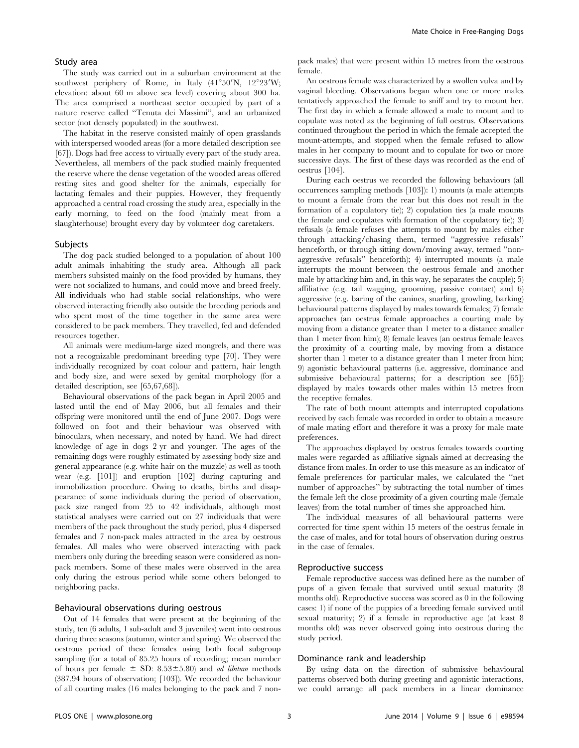### Study area

The study was carried out in a suburban environment at the southwest periphery of Rome, in Italy (41°50′N, 12°23′W; elevation: about 60 m above sea level) covering about 300 ha. The area comprised a northeast sector occupied by part of a nature reserve called "Tenuta dei Massimi", and an urbanized sector (not densely populated) in the southwest.

The habitat in the reserve consisted mainly of open grasslands with interspersed wooded areas (for a more detailed description see [67]). Dogs had free access to virtually every part of the study area. Nevertheless, all members of the pack studied mainly frequented the reserve where the dense vegetation of the wooded areas offered resting sites and good shelter for the animals, especially for lactating females and their puppies. However, they frequently approached a central road crossing the study area, especially in the early morning, to feed on the food (mainly meat from a slaughterhouse) brought every day by volunteer dog caretakers.

### Subjects

The dog pack studied belonged to a population of about 100 adult animals inhabiting the study area. Although all pack members subsisted mainly on the food provided by humans, they were not socialized to humans, and could move and breed freely. All individuals who had stable social relationships, who were observed interacting friendly also outside the breeding periods and who spent most of the time together in the same area were considered to be pack members. They travelled, fed and defended resources together.

All animals were medium-large sized mongrels, and there was not a recognizable predominant breeding type [70]. They were individually recognized by coat colour and pattern, hair length and body size, and were sexed by genital morphology (for a detailed description, see [65,67,68]).

Behavioural observations of the pack began in April 2005 and lasted until the end of May 2006, but all females and their offspring were monitored until the end of June 2007. Dogs were followed on foot and their behaviour was observed with binoculars, when necessary, and noted by hand. We had direct knowledge of age in dogs 2 yr and younger. The ages of the remaining dogs were roughly estimated by assessing body size and general appearance (e.g. white hair on the muzzle) as well as tooth wear (e.g. [101]) and eruption [102] during capturing and immobilization procedure. Owing to deaths, births and disappearance of some individuals during the period of observation, pack size ranged from 25 to 42 individuals, although most statistical analyses were carried out on 27 individuals that were members of the pack throughout the study period, plus 4 dispersed females and 7 non-pack males attracted in the area by oestrous females. All males who were observed interacting with pack members only during the breeding season were considered as non-pack members. Some of these males were observed in the area only during the estrous period while some others belonged to neighboring packs.

### Behavioural observations during oestrous

Out of 14 females that were present at the beginning of the study, ten (6 adults, 1 sub-adult and 3 juveniles) went into oestrous during three seasons (autumn, winter and spring). We observed the oestrous period of these females using both focal subgroup sampling (for a total of 85.25 hours of recording; mean number of hours per female ± SD: 8.53±5.80) and *ad libitum* methods (387.94 hours of observation; [103]). We recorded the behaviour of all courting males (16 males belonging to the pack and 7 non-pack males) that were present within 15 metres from the oestrous female.

An oestrous female was characterized by a swollen vulva and by vaginal bleeding. Observations began when one or more males tentatively approached the female to sniff and try to mount her. The first day in which a female allowed a male to mount and to copulate was noted as the beginning of full oestrus. Observations continued throughout the period in which the female accepted the mount-attempts, and stopped when the female refused to allow males in her company to mount and to copulate for two or more successive days. The first of these days was recorded as the end of oestrus [104].

During each oestrus we recorded the following behaviours (all occurrences sampling methods [103]): 1) mounts (a male attempts to mount a female from the rear but this does not result in the formation of a copulatory tie); 2) copulation ties (a male mounts the female and copulates with formation of the copulatory tie); 3) refusals (a female refuses the attempts to mount by males either through attacking/chasing them, termed "aggressive refusals" henceforth, or through sitting down/moving away, termed "non-aggressive refusals" henceforth); 4) interrupted mounts (a male interrupts the mount between the oestrous female and another male by attacking him and, in this way, he separates the couple); 5) affiliative (e.g. tail wagging, grooming, passive contact) and 6) aggressive (e.g. baring of the canines, snarling, growling, barking) behavioural patterns displayed by males towards females; 7) female approaches (an oestrus female approaches a courting male by moving from a distance greater than 1 meter to a distance smaller than 1 meter from him); 8) female leaves (an oestrus female leaves the proximity of a courting male, by moving from a distance shorter than 1 meter to a distance greater than 1 meter from him; 9) agonistic behavioural patterns (i.e. aggressive, dominance and submissive behavioural patterns; for a description see [65]) displayed by males towards other males within 15 metres from the receptive females.

The rate of both mount attempts and interrupted copulations received by each female was recorded in order to obtain a measure of male mating effort and therefore it was a proxy for male mate preferences.

The approaches displayed by oestrus females towards courting males were regarded as affiliative signals aimed at decreasing the distance from males. In order to use this measure as an indicator of female preferences for particular males, we calculated the "net number of approaches" by subtracting the total number of times the female left the close proximity of a given courting male (female leaves) from the total number of times she approached him.

The individual measures of all behavioural patterns were corrected for time spent within 15 meters of the oestrus female in the case of males, and for total hours of observation during oestrus in the case of females.

### Reproductive success

Female reproductive success was defined here as the number of pups of a given female that survived until sexual maturity (8 months old). Reproductive success was scored as 0 in the following cases: 1) if none of the puppies of a breeding female survived until sexual maturity; 2) if a female in reproductive age (at least 8 months old) was never observed going into oestrous during the study period.

### Dominance rank and leadership

By using data on the direction of submissive behavioural patterns observed both during greeting and agonistic interactions, we could arrange all pack members in a linear dominance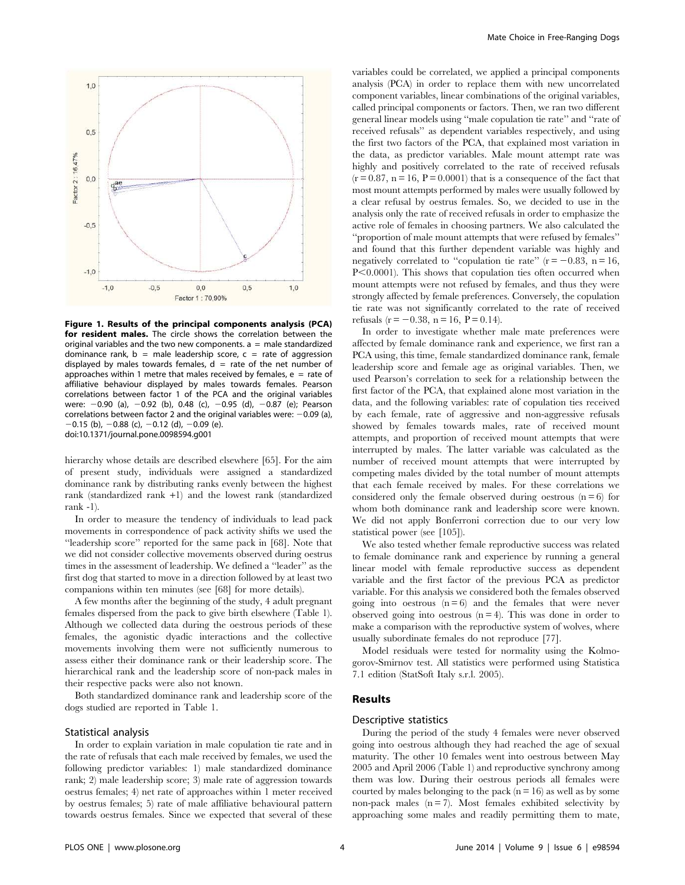1,0

0,5

0,0

-0,5

-1,0

-1,0 -0,5 0,0 0,5 1,0

Factor 1 : 70,90%

Factor 2 : 16,47%

ae
d
b

c

**Figure 1. Results of the principal components analysis (PCA) for resident males.** The circle shows the correlation between the original variables and the two new components. a = male standardized dominance rank, b = male leadership score, c = rate of aggression displayed by males towards females, d = rate of the net number of approaches within 1 metre that males received by females, e = rate of affiliative behaviour displayed by males towards females. Pearson correlations between factor 1 of the PCA and the original variables were: −0.90 (a), −0.92 (b), 0.48 (c), −0.95 (d), −0.87 (e); Pearson correlations between factor 2 and the original variables were: −0.09 (a), −0.15 (b), −0.88 (c), −0.12 (d), −0.09 (e).
doi:10.1371/journal.pone.0098594.g001

hierarchy whose details are described elsewhere [65]. For the aim of present study, individuals were assigned a standardized dominance rank by distributing ranks evenly between the highest rank (standardized rank +1) and the lowest rank (standardized rank -1).

In order to measure the tendency of individuals to lead pack movements in correspondence of pack activity shifts we used the "leadership score" reported for the same pack in [68]. Note that we did not consider collective movements observed during oestrus times in the assessment of leadership. We defined a "leader" as the first dog that started to move in a direction followed by at least two companions within ten minutes (see [68] for more details).

A few months after the beginning of the study, 4 adult pregnant females dispersed from the pack to give birth elsewhere (Table 1). Although we collected data during the oestrous periods of these females, the agonistic dyadic interactions and the collective movements involving them were not sufficiently numerous to assess either their dominance rank or their leadership score. The hierarchical rank and the leadership score of non-pack males in their respective packs were also not known.

Both standardized dominance rank and leadership score of the dogs studied are reported in Table 1.

### Statistical analysis

In order to explain variation in male copulation tie rate and in the rate of refusals that each male received by females, we used the following predictor variables: 1) male standardized dominance rank; 2) male leadership score; 3) male rate of aggression towards oestrus females; 4) net rate of approaches within 1 meter received by oestrus females; 5) rate of male affiliative behavioural pattern towards oestrus females. Since we expected that several of these variables could be correlated, we applied a principal components analysis (PCA) in order to replace them with new uncorrelated component variables, linear combinations of the original variables, called principal components or factors. Then, we ran two different general linear models using "male copulation tie rate" and "rate of received refusals" as dependent variables respectively, and using the first two factors of the PCA, that explained most variation in the data, as predictor variables. Male mount attempt rate was highly and positively correlated to the rate of received refusals ($r = 0.87$, $n = 16$, $P = 0.0001$) that is a consequence of the fact that most mount attempts performed by males were usually followed by a clear refusal by oestrus females. So, we decided to use in the analysis only the rate of received refusals in order to emphasize the active role of females in choosing partners. We also calculated the "proportion of male mount attempts that were refused by females" and found that this further dependent variable was highly and negatively correlated to "copulation tie rate" ($r = -0.83$, $n = 16$, $P < 0.0001$). This shows that copulation ties often occurred when mount attempts were not refused by females, and thus they were strongly affected by female preferences. Conversely, the copulation tie rate was not significantly correlated to the rate of received refusals ($r = -0.38$, $n = 16$, $P = 0.14$).

In order to investigate whether male mate preferences were affected by female dominance rank and experience, we first ran a PCA using, this time, female standardized dominance rank, female leadership score and female age as original variables. Then, we used Pearson's correlation to seek for a relationship between the first factor of the PCA, that explained alone most variation in the data, and the following variables: rate of copulation ties received by each female, rate of aggressive and non-aggressive refusals showed by females towards males, rate of received mount attempts, and proportion of received mount attempts that were interrupted by males. The latter variable was calculated as the number of received mount attempts that were interrupted by competing males divided by the total number of mount attempts that each female received by males. For these correlations we considered only the female observed during oestrous ($n = 6$) for whom both dominance rank and leadership score were known. We did not apply Bonferroni correction due to our very low statistical power (see [105]).

We also tested whether female reproductive success was related to female dominance rank and experience by running a general linear model with female reproductive success as dependent variable and the first factor of the previous PCA as predictor variable. For this analysis we considered both the females observed going into oestrous ($n = 6$) and the females that were never observed going into oestrous ($n = 4$). This was done in order to make a comparison with the reproductive system of wolves, where usually subordinate females do not reproduce [77].

Model residuals were tested for normality using the Kolmogorov-Smirnov test. All statistics were performed using Statistica 7.1 edition (StatSoft Italy s.r.l. 2005).

## Results

### Descriptive statistics

During the period of the study 4 females were never observed going into oestrous although they had reached the age of sexual maturity. The other 10 females went into oestrous between May 2005 and April 2006 (Table 1) and reproductive synchrony among them was low. During their oestrous periods all females were courted by males belonging to the pack ($n = 16$) as well as by some non-pack males ($n = 7$). Most females exhibited selectivity by approaching some males and readily permitting them to mate,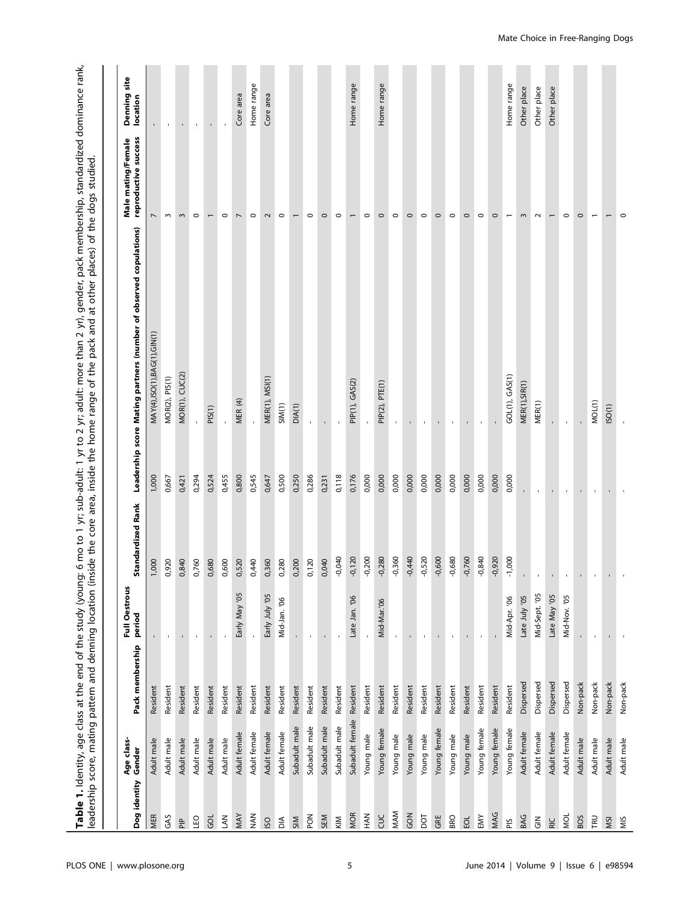**Table 1.** Identity, age class at the end of the study (young: 6 mo to 1 yr; sub-adult: 1 yr to 2 yr; adult: more than 2 yr), gender, pack membership, standardized dominance rank, leadership score, mating pattern and denning location (inside the core area, inside the home range of the pack and at other places) of the dogs studied.

| Dog identity | Age class-Gender | Pack membership | Full Oestrous period | Standardized Rank | Leadership score | Mating partners (number of observed copulations) | Male mating/Female reproductive success | Denning site location |
|---|---|---|---|---|---|---|---|---|
| MER | Adult male | Resident | - | 1,000 | 1,000 | MAY(4),ISO(1),BAG(1),GIN(1) | 7 | - |
| GAS | Adult male | Resident | - | 0,920 | 0,667 | MOR(2), PIS(1) | 3 | - |
| PIP | Adult male | Resident | - | 0,840 | 0,421 | MOR(1), CUC(2) | 3 | - |
| LEO | Adult male | Resident | - | 0,760 | 0,294 | - | 0 | - |
| GOL | Adult male | Resident | - | 0,680 | 0,524 | PIS(1) | 1 | - |
| LAN | Adult male | Resident | - | 0,600 | 0,455 | - | 0 | - |
| MAY | Adult female | Resident | Early May '05 | 0,520 | 0,800 | MER (4) | 7 | Core area |
| NAN | Adult female | Resident | - | 0,440 | 0,545 | - | 0 | Home range |
| ISO | Adult female | Resident | Early July '05 | 0,360 | 0,647 | MER(1), MSI(1) | 2 | Core area |
| DIA | Adult female | Resident | Mid-Jan. '06 | 0,280 | 0,500 | SIM(1) | 0 | |
| SIM | Subadult male | Resident | - | 0,200 | 0,250 | DIA(1) | 1 | |
| PON | Subadult male | Resident | - | 0,120 | 0,286 | - | 0 | |
| SEM | Subadult male | Resident | - | 0,040 | 0,231 | - | 0 | |
| KIM | Subadult male | Resident | - | -0,040 | 0,118 | - | 0 | |
| MOR | Subadult female | Resident | Late Jan. '06 | -0,120 | 0,176 | PIP(1), GAS(2) | 1 | Home range |
| HAN | Young male | Resident | - | -0,200 | 0,000 | - | 0 | |
| CUC | Young female | Resident | Mid-Mar.'06 | -0,280 | 0,000 | PIP(2), PTE(1) | 0 | Home range |
| MAM | Young male | Resident | - | -0,360 | 0,000 | - | 0 | |
| GON | Young male | Resident | - | -0,440 | 0,000 | - | 0 | |
| DOT | Young male | Resident | - | -0,520 | 0,000 | - | 0 | |
| GRE | Young female | Resident | - | -0,600 | 0,000 | - | 0 | |
| BRO | Young male | Resident | - | -0,680 | 0,000 | - | 0 | |
| EOL | Young male | Resident | - | -0,760 | 0,000 | - | 0 | |
| EMY | Young female | Resident | - | -0,840 | 0,000 | - | 0 | |
| MAG | Young female | Resident | - | -0,920 | 0,000 | - | 0 | |
| PIS | Young female | Resident | Mid-Apr. '06 | -1,000 | 0,000 | GOL(1), GAS(1) | 1 | Home range |
| BAG | Adult female | Dispersed | Late July '05 | - | - | MER(1),SIR(1) | 3 | Other place |
| GIN | Adult female | Dispersed | Mid-Sept. '05 | - | - | MER(1) | 2 | Other place |
| RIC | Adult female | Dispersed | Late May '05 | - | - | - | 1 | Other place |
| MOL | Adult female | Dispersed | Mid-Nov. '05 | - | - | - | 0 | |
| BOS | Adult male | Non-pack | - | - | - | - | 0 | |
| TRU | Adult male | Non-pack | - | - | - | MOL(1) | 1 | |
| MSI | Adult male | Non-pack | - | - | - | ISO(1) | 1 | |
| MIS | Adult male | Non-pack | - | - | - | - | 0 | |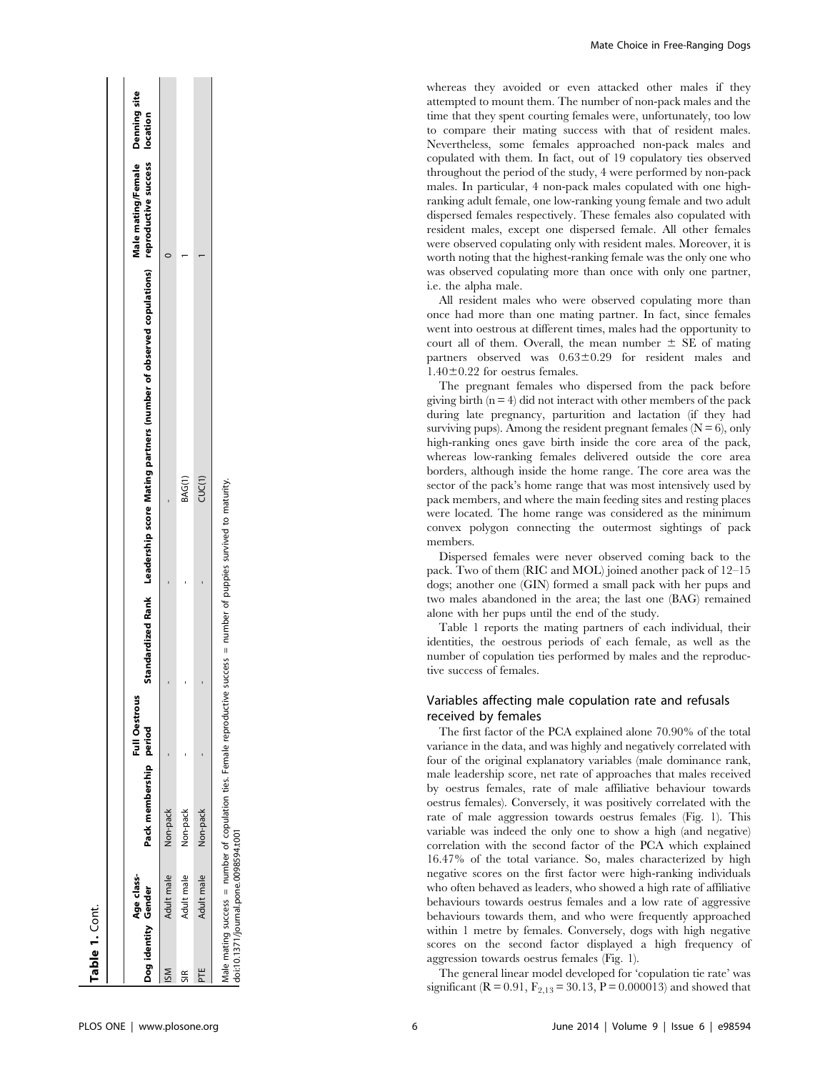**Table 1.** Cont.

| Dog identity | Age class-Gender | Pack membership | Full Oestrous period | Standardized Rank | Leadership score | Mating partners (number of observed copulations) | Male mating/Female reproductive success | Denning site location |
|---|---|---|---|---|---|---|---|---|
| ISM | Adult male | Non-pack | - | - | - | - | 0 | |
| SIR | Adult male | Non-pack | - | - | - | BAG(1) | 1 | |
| PTE | Adult male | Non-pack | - | - | - | CUC(1) | 1 | |

Male mating success = number of copulation ties. Female reproductive success = number of puppies survived to maturity.
doi:10.1371/journal.pone.0098594.t001

whereas they avoided or even attacked other males if they attempted to mount them. The number of non-pack males and the time that they spent courting females were, unfortunately, too low to compare their mating success with that of resident males. Nevertheless, some females approached non-pack males and copulated with them. In fact, out of 19 copulatory ties observed throughout the period of the study, 4 were performed by non-pack males. In particular, 4 non-pack males copulated with one high-ranking adult female, one low-ranking young female and two adult dispersed females respectively. These females also copulated with resident males, except one dispersed female. All other females were observed copulating only with resident males. Moreover, it is worth noting that the highest-ranking female was the only one who was observed copulating more than once with only one partner, i.e. the alpha male.

All resident males who were observed copulating more than once had more than one mating partner. In fact, since females went into oestrous at different times, males had the opportunity to court all of them. Overall, the mean number $\pm$ SE of mating partners observed was $0.63 \pm 0.29$ for resident males and $1.40 \pm 0.22$ for oestrus females.

The pregnant females who dispersed from the pack before giving birth ($n = 4$) did not interact with other members of the pack during late pregnancy, parturition and lactation (if they had surviving pups). Among the resident pregnant females ($N = 6$), only high-ranking ones gave birth inside the core area of the pack, whereas low-ranking females delivered outside the core area borders, although inside the home range. The core area was the sector of the pack's home range that was most intensively used by pack members, and where the main feeding sites and resting places were located. The home range was considered as the minimum convex polygon connecting the outermost sightings of pack members.

Dispersed females were never observed coming back to the pack. Two of them (RIC and MOL) joined another pack of 12–15 dogs; another one (GIN) formed a small pack with her pups and two males abandoned in the area; the last one (BAG) remained alone with her pups until the end of the study.

Table 1 reports the mating partners of each individual, their identities, the oestrous periods of each female, as well as the number of copulation ties performed by males and the reproductive success of females.

## Variables affecting male copulation rate and refusals received by females

The first factor of the PCA explained alone 70.90% of the total variance in the data, and was highly and negatively correlated with four of the original explanatory variables (male dominance rank, male leadership score, net rate of approaches that males received by oestrus females, rate of male affiliative behaviour towards oestrus females). Conversely, it was positively correlated with the rate of male aggression towards oestrus females (Fig. 1). This variable was indeed the only one to show a high (and negative) correlation with the second factor of the PCA which explained 16.47% of the total variance. So, males characterized by high negative scores on the first factor were high-ranking individuals who often behaved as leaders, who showed a high rate of affiliative behaviours towards oestrus females and a low rate of aggressive behaviours towards them, and who were frequently approached within 1 metre by females. Conversely, dogs with high negative scores on the second factor displayed a high frequency of aggression towards oestrus females (Fig. 1).

The general linear model developed for 'copulation tie rate' was significant ($R = 0.91$, $F_{2,13} = 30.13$, $P = 0.000013$) and showed that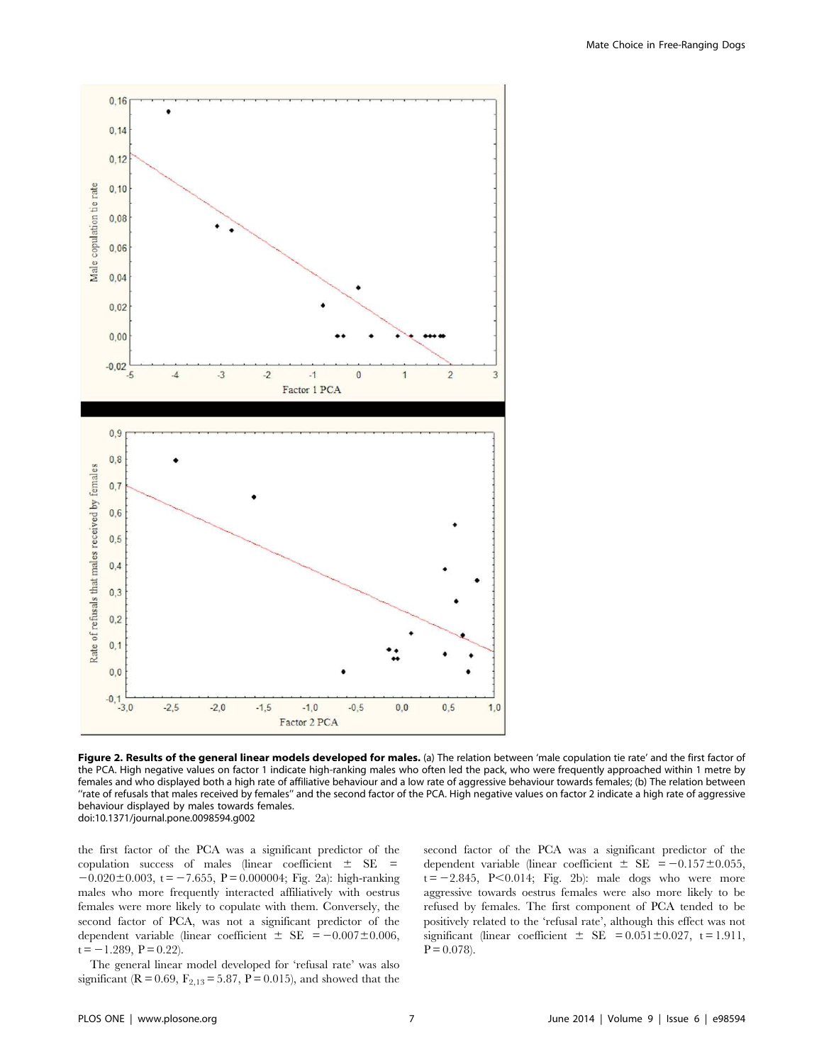**Figure 2. Results of the general linear models developed for males.** (a) The relation between 'male copulation tie rate' and the first factor of the PCA. High negative values on factor 1 indicate high-ranking males who often led the pack, who were frequently approached within 1 metre by females and who displayed both a high rate of affiliative behaviour and a low rate of aggressive behaviour towards females; (b) The relation between "rate of refusals that males received by females" and the second factor of the PCA. High negative values on factor 2 indicate a high rate of aggressive behaviour displayed by males towards females.
doi:10.1371/journal.pone.0098594.g002

the first factor of the PCA was a significant predictor of the copulation success of males (linear coefficient ± SE = $-0.020 \pm 0.003$, $t = -7.655$, $P = 0.000004$; Fig. 2a): high-ranking males who more frequently interacted affiliatively with oestrus females were more likely to copulate with them. Conversely, the second factor of PCA, was not a significant predictor of the dependent variable (linear coefficient ± SE = $-0.007 \pm 0.006$, $t = -1.289$, $P = 0.22$).

The general linear model developed for 'refusal rate' was also significant ($R = 0.69$, $F_{2,13} = 5.87$, $P = 0.015$), and showed that the second factor of the PCA was a significant predictor of the dependent variable (linear coefficient ± SE = $-0.157 \pm 0.055$, $t = -2.845$, $P < 0.014$; Fig. 2b): male dogs who were more aggressive towards oestrus females were also more likely to be refused by females. The first component of PCA tended to be positively related to the 'refusal rate', although this effect was not significant (linear coefficient ± SE = $0.051 \pm 0.027$, $t = 1.911$, $P = 0.078$).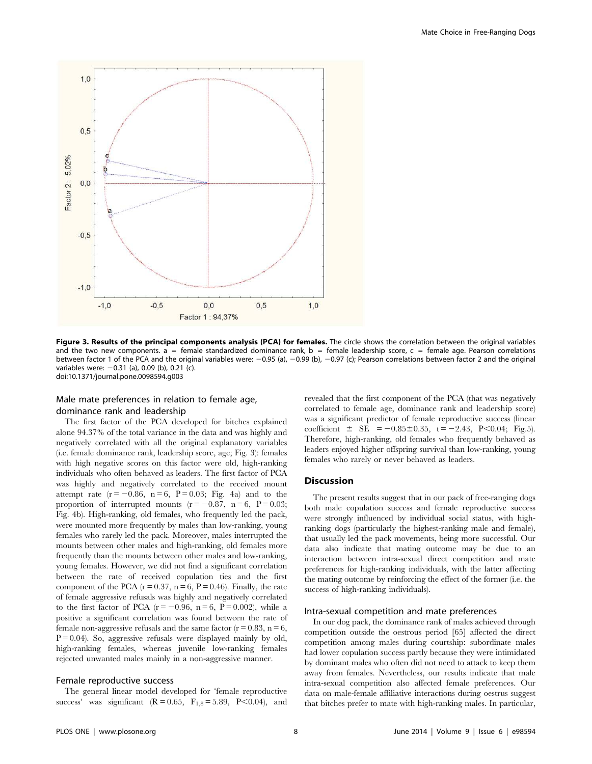**Figure 3. Results of the principal components analysis (PCA) for females.** The circle shows the correlation between the original variables and the two new components. a = female standardized dominance rank, b = female leadership score, c = female age. Pearson correlations between factor 1 of the PCA and the original variables were: −0.95 (a), −0.99 (b), −0.97 (c); Pearson correlations between factor 2 and the original variables were: −0.31 (a), 0.09 (b), 0.21 (c).
doi:10.1371/journal.pone.0098594.g003

### Male mate preferences in relation to female age, dominance rank and leadership

The first factor of the PCA developed for bitches explained alone 94.37% of the total variance in the data and was highly and negatively correlated with all the original explanatory variables (i.e. female dominance rank, leadership score, age; Fig. 3): females with high negative scores on this factor were old, high-ranking individuals who often behaved as leaders. The first factor of PCA was highly and negatively correlated to the received mount attempt rate ($r = -0.86$, $n = 6$, $P = 0.03$; Fig. 4a) and to the proportion of interrupted mounts ($r = -0.87$, $n = 6$, $P = 0.03$; Fig. 4b). High-ranking, old females, who frequently led the pack, were mounted more frequently by males than low-ranking, young females who rarely led the pack. Moreover, males interrupted the mounts between other males and high-ranking, old females more frequently than the mounts between other males and low-ranking, young females. However, we did not find a significant correlation between the rate of received copulation ties and the first component of the PCA ($r = 0.37$, $n = 6$, $P = 0.46$). Finally, the rate of female aggressive refusals was highly and negatively correlated to the first factor of PCA ($r = -0.96$, $n = 6$, $P = 0.002$), while a positive a significant correlation was found between the rate of female non-aggressive refusals and the same factor ($r = 0.83$, $n = 6$, $P = 0.04$). So, aggressive refusals were displayed mainly by old, high-ranking females, whereas juvenile low-ranking females rejected unwanted males mainly in a non-aggressive manner.

### Female reproductive success

The general linear model developed for 'female reproductive success' was significant ($R = 0.65$, $F_{1,8} = 5.89$, $P < 0.04$), and revealed that the first component of the PCA (that was negatively correlated to female age, dominance rank and leadership score) was a significant predictor of female reproductive success (linear coefficient $\pm$ SE $= -0.85 \pm 0.35$, $t = -2.43$, $P < 0.04$; Fig.5). Therefore, high-ranking, old females who frequently behaved as leaders enjoyed higher offspring survival than low-ranking, young females who rarely or never behaved as leaders.

## Discussion

The present results suggest that in our pack of free-ranging dogs both male copulation success and female reproductive success were strongly influenced by individual social status, with high-ranking dogs (particularly the highest-ranking male and female), that usually led the pack movements, being more successful. Our data also indicate that mating outcome may be due to an interaction between intra-sexual direct competition and mate preferences for high-ranking individuals, with the latter affecting the mating outcome by reinforcing the effect of the former (i.e. the success of high-ranking individuals).

### Intra-sexual competition and mate preferences

In our dog pack, the dominance rank of males achieved through competition outside the oestrous period [65] affected the direct competition among males during courtship: subordinate males had lower copulation success partly because they were intimidated by dominant males who often did not need to attack to keep them away from females. Nevertheless, our results indicate that male intra-sexual competition also affected female preferences. Our data on male-female affiliative interactions during oestrus suggest that bitches prefer to mate with high-ranking males. In particular,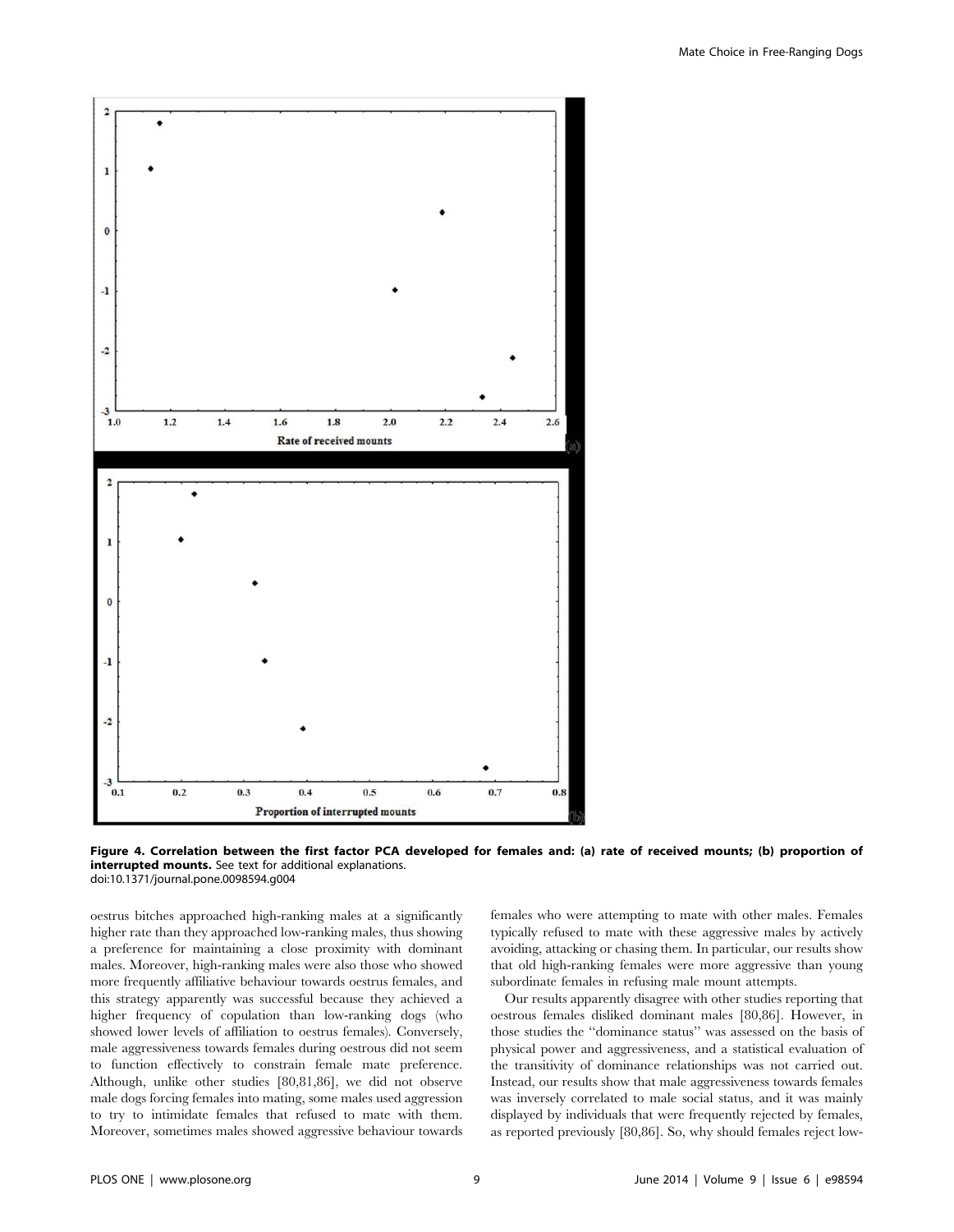**Figure 4. Correlation between the first factor PCA developed for females and: (a) rate of received mounts; (b) proportion of interrupted mounts.** See text for additional explanations.
doi:10.1371/journal.pone.0098594.g004

oestrus bitches approached high-ranking males at a significantly higher rate than they approached low-ranking males, thus showing a preference for maintaining a close proximity with dominant males. Moreover, high-ranking males were also those who showed more frequently affiliative behaviour towards oestrus females, and this strategy apparently was successful because they achieved a higher frequency of copulation than low-ranking dogs (who showed lower levels of affiliation to oestrus females). Conversely, male aggressiveness towards females during oestrous did not seem to function effectively to constrain female mate preference. Although, unlike other studies [80,81,86], we did not observe male dogs forcing females into mating, some males used aggression to try to intimidate females that refused to mate with them. Moreover, sometimes males showed aggressive behaviour towards females who were attempting to mate with other males. Females typically refused to mate with these aggressive males by actively avoiding, attacking or chasing them. In particular, our results show that old high-ranking females were more aggressive than young subordinate females in refusing male mount attempts.

Our results apparently disagree with other studies reporting that oestrous females disliked dominant males [80,86]. However, in those studies the "dominance status" was assessed on the basis of physical power and aggressiveness, and a statistical evaluation of the transitivity of dominance relationships was not carried out. Instead, our results show that male aggressiveness towards females was inversely correlated to male social status, and it was mainly displayed by individuals that were frequently rejected by females, as reported previously [80,86]. So, why should females reject low-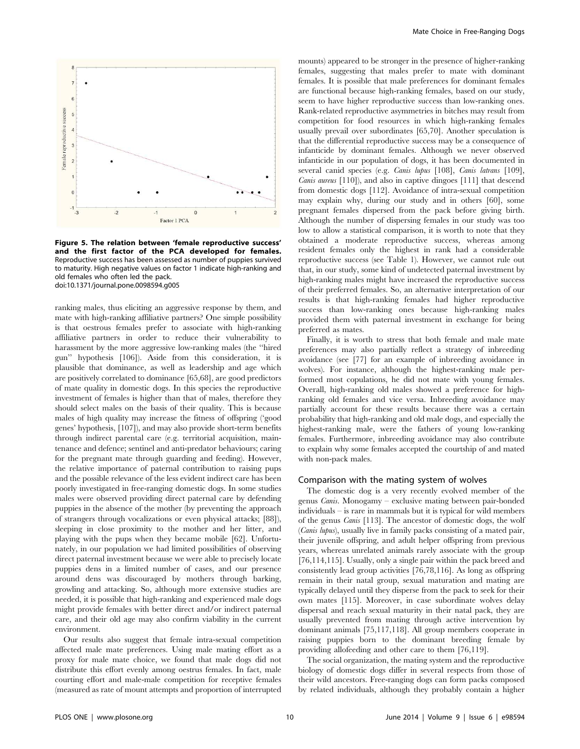Female reproductive success

8
7
6
5
4
3
2
1
0
-1

-3 -2 -1 0 1 2

Factor 1 PCA

**Figure 5. The relation between 'female reproductive success' and the first factor of the PCA developed for females.** Reproductive success has been assessed as number of puppies survived to maturity. High negative values on factor 1 indicate high-ranking and old females who often led the pack.
doi:10.1371/journal.pone.0098594.g005

ranking males, thus eliciting an aggressive response by them, and mate with high-ranking affiliative partners? One simple possibility is that oestrous females prefer to associate with high-ranking affiliative partners in order to reduce their vulnerability to harassment by the more aggressive low-ranking males (the "hired gun" hypothesis [106]). Aside from this consideration, it is plausible that dominance, as well as leadership and age which are positively correlated to dominance [65,68], are good predictors of mate quality in domestic dogs. In this species the reproductive investment of females is higher than that of males, therefore they should select males on the basis of their quality. This is because males of high quality may increase the fitness of offspring ('good genes' hypothesis, [107]), and may also provide short-term benefits through indirect parental care (e.g. territorial acquisition, maintenance and defence; sentinel and anti-predator behaviours; caring for the pregnant mate through guarding and feeding). However, the relative importance of paternal contribution to raising pups and the possible relevance of the less evident indirect care has been poorly investigated in free-ranging domestic dogs. In some studies males were observed providing direct paternal care by defending puppies in the absence of the mother (by preventing the approach of strangers through vocalizations or even physical attacks; [88]), sleeping in close proximity to the mother and her litter, and playing with the pups when they became mobile [62]. Unfortunately, in our population we had limited possibilities of observing direct paternal investment because we were able to precisely locate puppies dens in a limited number of cases, and our presence around dens was discouraged by mothers through barking, growling and attacking. So, although more extensive studies are needed, it is possible that high-ranking and experienced male dogs might provide females with better direct and/or indirect paternal care, and their old age may also confirm viability in the current environment.

Our results also suggest that female intra-sexual competition affected male mate preferences. Using male mating effort as a proxy for male mate choice, we found that male dogs did not distribute this effort evenly among oestrus females. In fact, male courting effort and male-male competition for receptive females (measured as rate of mount attempts and proportion of interrupted mounts) appeared to be stronger in the presence of higher-ranking females, suggesting that males prefer to mate with dominant females. It is possible that male preferences for dominant females are functional because high-ranking females, based on our study, seem to have higher reproductive success than low-ranking ones. Rank-related reproductive asymmetries in bitches may result from competition for food resources in which high-ranking females usually prevail over subordinates [65,70]. Another speculation is that the differential reproductive success may be a consequence of infanticide by dominant females. Although we never observed infanticide in our population of dogs, it has been documented in several canid species (e.g. *Canis lupus* [108], *Canis latrans* [109], *Canis aureus* [110]), and also in captive dingoes [111] that descend from domestic dogs [112]. Avoidance of intra-sexual competition may explain why, during our study and in others [60], some pregnant females dispersed from the pack before giving birth. Although the number of dispersing females in our study was too low to allow a statistical comparison, it is worth to note that they obtained a moderate reproductive success, whereas among resident females only the highest in rank had a considerable reproductive success (see Table 1). However, we cannot rule out that, in our study, some kind of undetected paternal investment by high-ranking males might have increased the reproductive success of their preferred females. So, an alternative interpretation of our results is that high-ranking females had higher reproductive success than low-ranking ones because high-ranking males provided them with paternal investment in exchange for being preferred as mates.

Finally, it is worth to stress that both female and male mate preferences may also partially reflect a strategy of inbreeding avoidance (see [77] for an example of inbreeding avoidance in wolves). For instance, although the highest-ranking male performed most copulations, he did not mate with young females. Overall, high-ranking old males showed a preference for high-ranking old females and vice versa. Inbreeding avoidance may partially account for these results because there was a certain probability that high-ranking and old male dogs, and especially the highest-ranking male, were the fathers of young low-ranking females. Furthermore, inbreeding avoidance may also contribute to explain why some females accepted the courtship of and mated with non-pack males.

## Comparison with the mating system of wolves

The domestic dog is a very recently evolved member of the genus *Canis*. Monogamy – exclusive mating between pair-bonded individuals – is rare in mammals but it is typical for wild members of the genus *Canis* [113]. The ancestor of domestic dogs, the wolf (*Canis lupus*), usually live in family packs consisting of a mated pair, their juvenile offspring, and adult helper offspring from previous years, whereas unrelated animals rarely associate with the group [76,114,115]. Usually, only a single pair within the pack breed and consistently lead group activities [76,78,116]. As long as offspring remain in their natal group, sexual maturation and mating are typically delayed until they disperse from the pack to seek for their own mates [115]. Moreover, in case subordinate wolves delay dispersal and reach sexual maturity in their natal pack, they are usually prevented from mating through active intervention by dominant animals [75,117,118]. All group members cooperate in raising puppies born to the dominant breeding female by providing allofeeding and other care to them [76,119].

The social organization, the mating system and the reproductive biology of domestic dogs differ in several respects from those of their wild ancestors. Free-ranging dogs can form packs composed by related individuals, although they probably contain a higher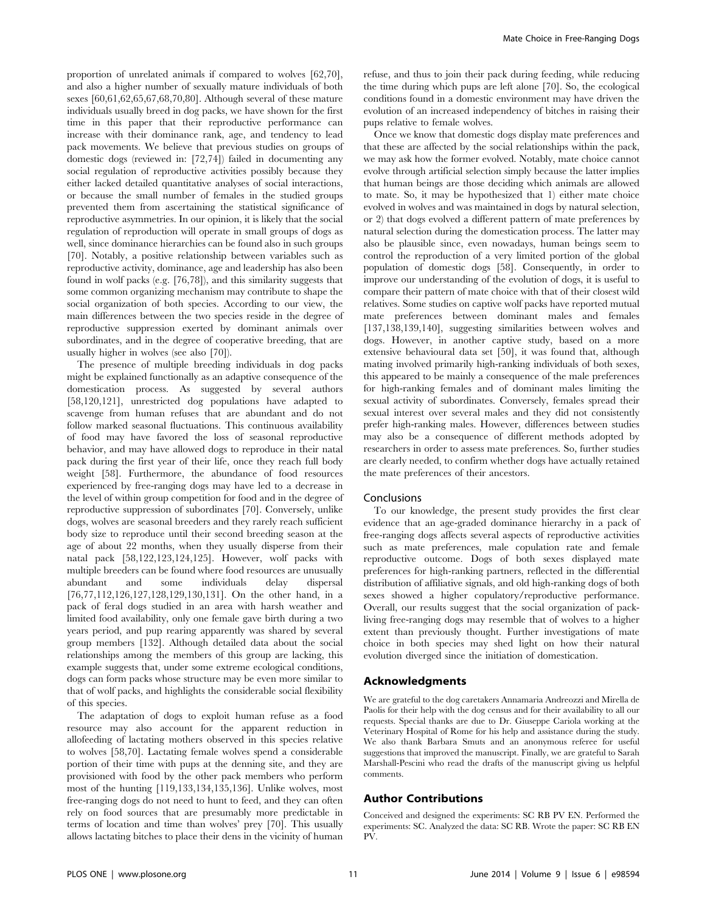proportion of unrelated animals if compared to wolves [62,70], and also a higher number of sexually mature individuals of both sexes [60,61,62,65,67,68,70,80]. Although several of these mature individuals usually breed in dog packs, we have shown for the first time in this paper that their reproductive performance can increase with their dominance rank, age, and tendency to lead pack movements. We believe that previous studies on groups of domestic dogs (reviewed in: [72,74]) failed in documenting any social regulation of reproductive activities possibly because they either lacked detailed quantitative analyses of social interactions, or because the small number of females in the studied groups prevented them from ascertaining the statistical significance of reproductive asymmetries. In our opinion, it is likely that the social regulation of reproduction will operate in small groups of dogs as well, since dominance hierarchies can be found also in such groups [70]. Notably, a positive relationship between variables such as reproductive activity, dominance, age and leadership has also been found in wolf packs (e.g. [76,78]), and this similarity suggests that some common organizing mechanism may contribute to shape the social organization of both species. According to our view, the main differences between the two species reside in the degree of reproductive suppression exerted by dominant animals over subordinates, and in the degree of cooperative breeding, that are usually higher in wolves (see also [70]).

The presence of multiple breeding individuals in dog packs might be explained functionally as an adaptive consequence of the domestication process. As suggested by several authors [58,120,121], unrestricted dog populations have adapted to scavenge from human refuses that are abundant and do not follow marked seasonal fluctuations. This continuous availability of food may have favored the loss of seasonal reproductive behavior, and may have allowed dogs to reproduce in their natal pack during the first year of their life, once they reach full body weight [58]. Furthermore, the abundance of food resources experienced by free-ranging dogs may have led to a decrease in the level of within group competition for food and in the degree of reproductive suppression of subordinates [70]. Conversely, unlike dogs, wolves are seasonal breeders and they rarely reach sufficient body size to reproduce until their second breeding season at the age of about 22 months, when they usually disperse from their natal pack [58,122,123,124,125]. However, wolf packs with multiple breeders can be found where food resources are unusually abundant and some individuals delay dispersal [76,77,112,126,127,128,129,130,131]. On the other hand, in a pack of feral dogs studied in an area with harsh weather and limited food availability, only one female gave birth during a two years period, and pup rearing apparently was shared by several group members [132]. Although detailed data about the social relationships among the members of this group are lacking, this example suggests that, under some extreme ecological conditions, dogs can form packs whose structure may be even more similar to that of wolf packs, and highlights the considerable social flexibility of this species.

The adaptation of dogs to exploit human refuse as a food resource may also account for the apparent reduction in allofeeding of lactating mothers observed in this species relative to wolves [58,70]. Lactating female wolves spend a considerable portion of their time with pups at the denning site, and they are provisioned with food by the other pack members who perform most of the hunting [119,133,134,135,136]. Unlike wolves, most free-ranging dogs do not need to hunt to feed, and they can often rely on food sources that are presumably more predictable in terms of location and time than wolves' prey [70]. This usually allows lactating bitches to place their dens in the vicinity of human refuse, and thus to join their pack during feeding, while reducing the time during which pups are left alone [70]. So, the ecological conditions found in a domestic environment may have driven the evolution of an increased independency of bitches in raising their pups relative to female wolves.

Once we know that domestic dogs display mate preferences and that these are affected by the social relationships within the pack, we may ask how the former evolved. Notably, mate choice cannot evolve through artificial selection simply because the latter implies that human beings are those deciding which animals are allowed to mate. So, it may be hypothesized that 1) either mate choice evolved in wolves and was maintained in dogs by natural selection, or 2) that dogs evolved a different pattern of mate preferences by natural selection during the domestication process. The latter may also be plausible since, even nowadays, human beings seem to control the reproduction of a very limited portion of the global population of domestic dogs [58]. Consequently, in order to improve our understanding of the evolution of dogs, it is useful to compare their pattern of mate choice with that of their closest wild relatives. Some studies on captive wolf packs have reported mutual mate preferences between dominant males and females [137,138,139,140], suggesting similarities between wolves and dogs. However, in another captive study, based on a more extensive behavioural data set [50], it was found that, although mating involved primarily high-ranking individuals of both sexes, this appeared to be mainly a consequence of the male preferences for high-ranking females and of dominant males limiting the sexual activity of subordinates. Conversely, females spread their sexual interest over several males and they did not consistently prefer high-ranking males. However, differences between studies may also be a consequence of different methods adopted by researchers in order to assess mate preferences. So, further studies are clearly needed, to confirm whether dogs have actually retained the mate preferences of their ancestors.

### Conclusions

To our knowledge, the present study provides the first clear evidence that an age-graded dominance hierarchy in a pack of free-ranging dogs affects several aspects of reproductive activities such as mate preferences, male copulation rate and female reproductive outcome. Dogs of both sexes displayed mate preferences for high-ranking partners, reflected in the differential distribution of affiliative signals, and old high-ranking dogs of both sexes showed a higher copulatory/reproductive performance. Overall, our results suggest that the social organization of pack-living free-ranging dogs may resemble that of wolves to a higher extent than previously thought. Further investigations of mate choice in both species may shed light on how their natural evolution diverged since the initiation of domestication.

## Acknowledgments

We are grateful to the dog caretakers Annamaria Andreozzi and Mirella de Paolis for their help with the dog census and for their availability to all our requests. Special thanks are due to Dr. Giuseppe Cariola working at the Veterinary Hospital of Rome for his help and assistance during the study. We also thank Barbara Smuts and an anonymous referee for useful suggestions that improved the manuscript. Finally, we are grateful to Sarah Marshall-Pescini who read the drafts of the manuscript giving us helpful comments.

## Author Contributions

Conceived and designed the experiments: SC RB PV EN. Performed the experiments: SC. Analyzed the data: SC RB. Wrote the paper: SC RB EN PV.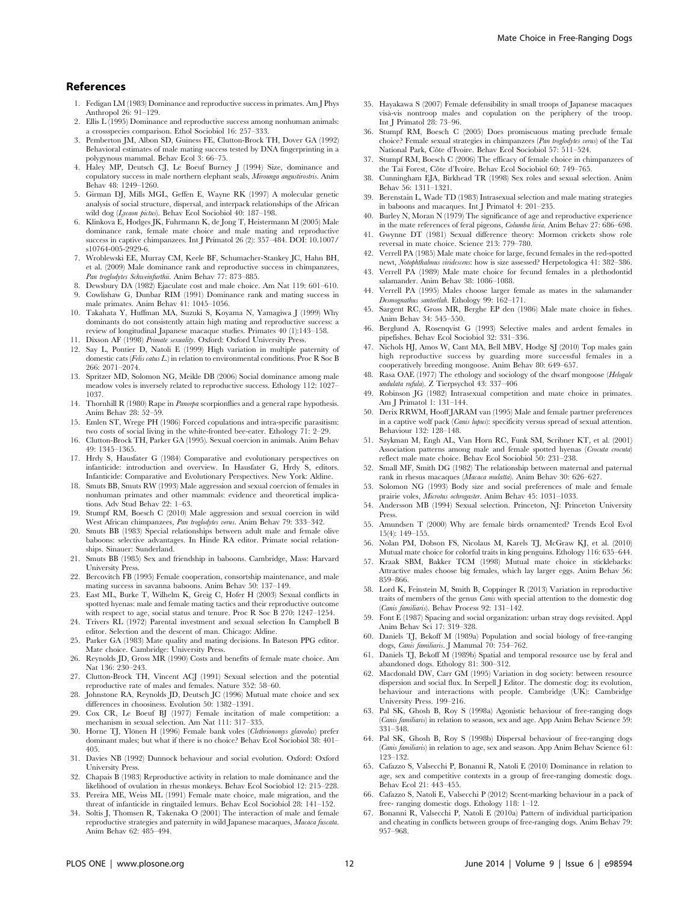## References

1. Fedigan LM (1983) Dominance and reproductive success in primates. Am J Phys Anthropol 26: 91–129.
2. Ellis L (1995) Dominance and reproductive success among nonhuman animals: a crossspecies comparison. Ethol Sociobiol 16: 257–333.
3. Pemberton JM, Albon SD, Guiness FE, Clutton-Brock TH, Dover GA (1992) Behavioral estimates of male mating success tested by DNA fingerprinting in a polygynous mammal. Behav Ecol 3: 66–75.
4. Haley MP, Deutsch CJ, Le Boeuf Burney J (1994) Size, dominance and copulatory success in male northern elephant seals, *Mirounga angustirostris*. Anim Behav 48: 1249–1260.
5. Girman DJ, Mills MGL, Geffen E, Wayne RK (1997) A molecular genetic analysis of social structure, dispersal, and interpack relationships of the African wild dog (*Lycaon pictus*). Behav Ecol Sociobiol 40: 187–198.
6. Klinkova E, Hodges JK, Fuhrmann K, de Jong T, Heistermann M (2005) Male dominance rank, female mate choice and male mating and reproductive success in captive chimpanzees. Int J Primatol 26 (2): 357–484. DOI: 10.1007/s10764-005-2929-6.
7. Wroblewski EE, Murray CM, Keele BF, Schumacher-Stankey JC, Hahn BH, et al. (2009) Male dominance rank and reproductive success in chimpanzees, *Pan troglodytes Schweinfurthii*. Anim Behav 77: 873–885.
8. Dewsbury DA (1982) Ejaculate cost and male choice. Am Nat 119: 601–610.
9. Cowlishaw G, Dunbar RIM (1991) Dominance rank and mating success in male primates. Anim Behav 41: 1045–1056.
10. Takahata Y, Huffman MA, Suzuki S, Koyama N, Yamagiwa J (1999) Why dominants do not consistently attain high mating and reproductive success: a review of longitudinal Japanese macaque studies. Primates 40 (1):143–158.
11. Dixson AF (1998) *Primate sexuality*. Oxford: Oxford University Press.
12. Say L, Pontier D, Natoli E (1999) High variation in multiple paternity of domestic cats (*Felis catus L.*) in relation to environmental conditions. Proc R Soc B 266: 2071–2074.
13. Spritzer MD, Solomon NG, Meikle DB (2006) Social dominance among male meadow voles is inversely related to reproductive success. Ethology 112: 1027–1037.
14. Thornhill R (1980) Rape in *Panorpa* scorpionflies and a general rape hypothesis. Anim Behav 28: 52–59.
15. Emlen ST, Wrege PH (1986) Forced copulations and intra-specific parasitism: two costs of social living in the white-fronted bee-eater. Ethology 71: 2–29.
16. Clutton-Brock TH, Parker GA (1995). Sexual coercion in animals. Anim Behav 49: 1345–1365.
17. Hrdy S, Hausfater G (1984) Comparative and evolutionary perspectives on infanticide: introduction and overview. In Hausfater G, Hrdy S, editors. Infanticide: Comparative and Evolutionary Perspectives. New York: Aldine.
18. Smuts BB, Smuts RW (1993) Male aggression and sexual coercion of females in nonhuman primates and other mammals: evidence and theoretical implications. Adv Stud Behav 22: 1–63.
19. Stumpf RM, Boesch C (2010) Male aggression and sexual coercion in wild West African chimpanzees, *Pan troglodytes verus*. Anim Behav 79: 333–342.
20. Smuts BB (1983) Special relationships between adult male and female olive baboons: selective advantages. In Hinde RA editor. Primate social relationships. Sinauer: Sunderland.
21. Smuts BB (1985) Sex and friendship in baboons. Cambridge, Mass: Harvard University Press.
22. Bercovitch FB (1995) Female cooperation, consortship maintenance, and male mating success in savanna baboons. Anim Behav 50: 137–149.
23. East ML, Burke T, Wilhelm K, Greig C, Hofer H (2003) Sexual conflicts in spotted hyenas: male and female mating tactics and their reproductive outcome with respect to age, social status and tenure. Proc R Soc B 270: 1247–1254.
24. Trivers RL (1972) Parental investment and sexual selection In Campbell B editor. Selection and the descent of man. Chicago: Aldine.
25. Parker GA (1983) Mate quality and mating decisions. In Bateson PPG editor. Mate choice. Cambridge: University Press.
26. Reynolds JD, Gross MR (1990) Costs and benefits of female mate choice. Am Nat 136: 230–243.
27. Clutton-Brock TH, Vincent ACJ (1991) Sexual selection and the potential reproductive rate of males and females. Nature 352: 58–60.
28. Johnstone RA, Reynolds JD, Deutsch JC (1996) Mutual mate choice and sex differences in choosiness. Evolution 50: 1382–1391.
29. Cox CR, Le Boeuf BJ (1977) Female incitation of male competition: a mechanism in sexual selection. Am Nat 111: 317–335.
30. Horne TJ, Ylönen H (1996) Female bank voles (*Clethrionomys glareolus*) prefer dominant males; but what if there is no choice? Behav Ecol Sociobiol 38: 401–405.
31. Davies NB (1992) Dunnock behaviour and social evolution. Oxford: Oxford University Press.
32. Chapais B (1983) Reproductive activity in relation to male dominance and the likelihood of ovulation in rhesus monkeys. Behav Ecol Sociobiol 12: 215–228.
33. Pereira ME, Weiss ML (1991) Female mate choice, male migration, and the threat of infanticide in ringtailed lemurs. Behav Ecol Sociobiol 28: 141–152.
34. Soltis J, Thomsen R, Takenaka O (2001) The interaction of male and female reproductive strategies and paternity in wild Japanese macaques, *Macaca fuscata*. Anim Behav 62: 485–494.
35. Hayakawa S (2007) Female defensibility in small troops of Japanese macaques visà-vis nontroop males and copulation on the periphery of the troop. Int J Primatol 28: 73–96.
36. Stumpf RM, Boesch C (2005) Does promiscuous mating preclude female choice? Female sexual strategies in chimpanzees (*Pan troglodytes verus*) of the Taï National Park, Côte d'Ivoire. Behav Ecol Sociobiol 57: 511–524.
37. Stumpf RM, Boesch C (2006) The efficacy of female choice in chimpanzees of the Taï Forest, Côte d'Ivoire. Behav Ecol Sociobiol 60: 749–765.
38. Cunningham EJA, Birkhead TR (1998) Sex roles and sexual selection. Anim Behav 56: 1311–1321.
39. Berenstain L, Wade TD (1983) Intrasexual selection and male mating strategies in baboons and macaques. Int J Primatol 4: 201–235.
40. Burley N, Moran N (1979) The significance of age and reproductive experience in the mate references of feral pigeons, *Columba livia*. Anim Behav 27: 686–698.
41. Gwynne DT (1981) Sexual difference theory: Mormon crickets show role reversal in mate choice. Science 213: 779–780.
42. Verrell PA (1985) Male mate choice for large, fecund females in the red-spotted newt, *Notophthalmus viridescens*: how is size assessed? Herpetologica 41: 382–386.
43. Verrell PA (1989) Male mate choice for fecund females in a plethodontid salamander. Anim Behav 38: 1086–1088.
44. Verrell PA (1995) Males choose larger female as mates in the salamander *Desmognathus santeetlah*. Ethology 99: 162–171.
45. Sargent RC, Gross MR, Berghe EP den (1986) Male mate choice in fishes. Anim Behav 34: 545–550.
46. Berglund A, Rosenqvist G (1993) Selective males and ardent females in pipefishes. Behav Ecol Sociobiol 32: 331–336.
47. Nichols HJ, Amos W, Cant MA, Bell MBV, Hodge SJ (2010) Top males gain high reproductive success by guarding more successful females in a cooperatively breeding mongoose. Anim Behav 80: 649–657.
48. Rasa OAE (1977) The ethology and sociology of the dwarf mongoose (*Helogale undulata rufula*). Z Tierpsychol 43: 337–406
49. Robinson JG (1982) Intrasexual competition and mate choice in primates. Am J Primatol 1: 131–144.
50. Derix RRWM, Hooff JARAM van (1995) Male and female partner preferences in a captive wolf pack (*Canis lupus*): specificity versus spread of sexual attention. Behaviour 132: 128–148.
51. Szykman M, Engh AL, Van Horn RC, Funk SM, Scribner KT, et al. (2001) Association patterns among male and female spotted hyenas (*Crocuta crocuta*) reflect male mate choice. Behav Ecol Sociobiol 50: 231–238.
52. Small MF, Smith DG (1982) The relationship between maternal and paternal rank in rhesus macaques (*Macaca mulatta*). Anim Behav 30: 626–627.
53. Solomon NG (1993) Body size and social preferences of male and female prairie voles, *Microtus ochrogaster*. Anim Behav 45: 1031–1033.
54. Andersson MB (1994) Sexual selection. Princeton, NJ: Princeton University Press.
55. Amundsen T (2000) Why are female birds ornamented? Trends Ecol Evol 15(4): 149–155.
56. Nolan PM, Dobson FS, Nicolaus M, Karels TJ, McGraw KJ, et al. (2010) Mutual mate choice for colorful traits in king penguins. Ethology 116: 635–644.
57. Kraak SBM, Bakker TCM (1998) Mutual mate choice in sticklebacks: Attractive males choose big females, which lay larger eggs. Anim Behav 56: 859–866.
58. Lord K, Feinstein M, Smith B, Coppinger R (2013) Variation in reproductive traits of members of the genus *Canis* with special attention to the domestic dog (*Canis familiaris*). Behav Process 92: 131–142.
59. Font E (1987) Spacing and social organization: urban stray dogs revisited. Appl Anim Behav Sci 17: 319–328.
60. Daniels TJ, Bekoff M (1989a) Population and social biology of free-ranging dogs, *Canis familiaris*. J Mammal 70: 754–762.
61. Daniels TJ, Bekoff M (1989b) Spatial and temporal resource use by feral and abandoned dogs. Ethology 81: 300–312.
62. Macdonald DW, Carr GM (1995) Variation in dog society: between resource dispersion and social flux. In Serpell J Editor. The domestic dog: its evolution, behaviour and interactions with people. Cambridge (UK): Cambridge University Press. 199–216.
63. Pal SK, Ghosh B, Roy S (1998a) Agonistic behaviour of free-ranging dogs (*Canis familiaris*) in relation to season, sex and age. App Anim Behav Science 59: 331–348.
64. Pal SK, Ghosh B, Roy S (1998b) Dispersal behaviour of free-ranging dogs (*Canis familiaris*) in relation to age, sex and season. App Anim Behav Science 61: 123–132.
65. Cafazzo S, Valsecchi P, Bonanni R, Natoli E (2010) Dominance in relation to age, sex and competitive contexts in a group of free-ranging domestic dogs. Behav Ecol 21: 443–455.
66. Cafazzo S, Natoli E, Valsecchi P (2012) Scent-marking behaviour in a pack of free- ranging domestic dogs. Ethology 118: 1–12.
67. Bonanni R, Valsecchi P, Natoli E (2010a) Pattern of individual participation and cheating in conflicts between groups of free-ranging dogs. Anim Behav 79: 957–968.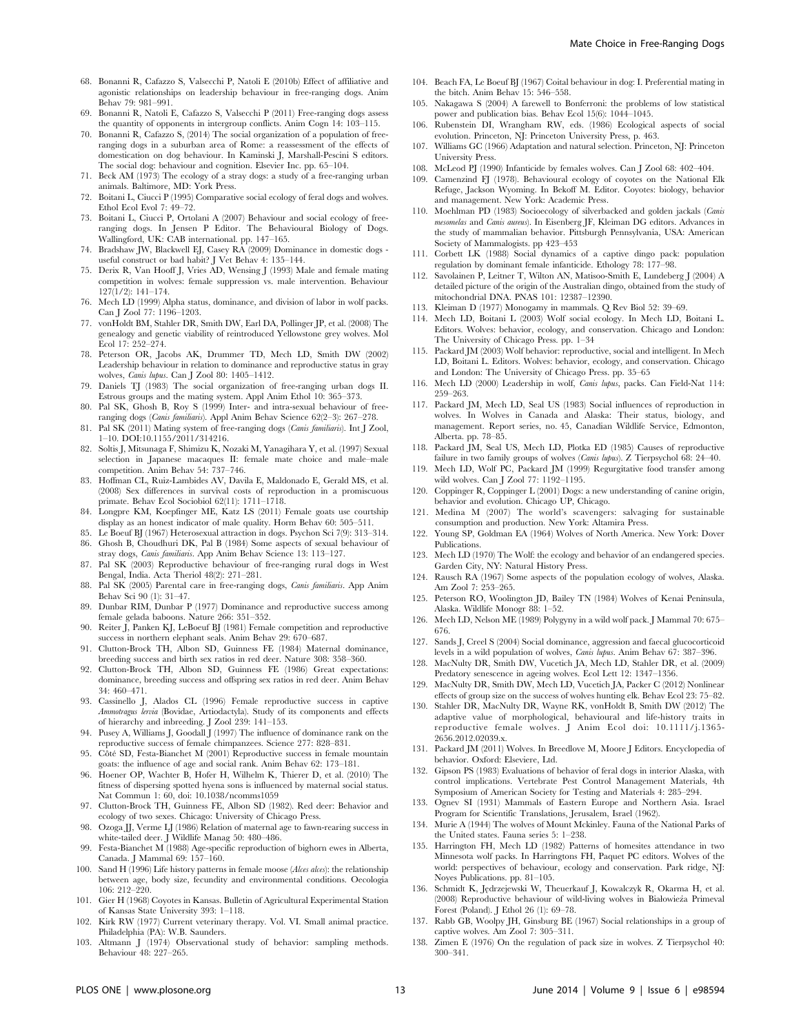68. Bonanni R, Cafazzo S, Valsecchi P, Natoli E (2010b) Effect of affiliative and agonistic relationships on leadership behaviour in free-ranging dogs. Anim Behav 79: 981–991.
69. Bonanni R, Natoli E, Cafazzo S, Valsecchi P (2011) Free-ranging dogs assess the quantity of opponents in intergroup conflicts. Anim Cogn 14: 103–115.
70. Bonanni R, Cafazzo S, (2014) The social organization of a population of free-ranging dogs in a suburban area of Rome: a reassessment of the effects of domestication on dog behaviour. In Kaminski J, Marshall-Pescini S editors. The social dog: behaviour and cognition. Elsevier Inc. pp. 65–104.
71. Beck AM (1973) The ecology of a stray dogs: a study of a free-ranging urban animals. Baltimore, MD: York Press.
72. Boitani L, Ciucci P (1995) Comparative social ecology of feral dogs and wolves. Ethol Ecol Evol 7: 49–72.
73. Boitani L, Ciucci P, Ortolani A (2007) Behaviour and social ecology of free-ranging dogs. In Jensen P Editor. The Behavioural Biology of Dogs. Wallingford, UK: CAB international. pp. 147–165.
74. Bradshaw JW, Blackwell EJ, Casey RA (2009) Dominance in domestic dogs - useful construct or bad habit? J Vet Behav 4: 135–144.
75. Derix R, Van Hooff J, Vries AD, Wensing J (1993) Male and female mating competition in wolves: female suppression vs. male intervention. Behaviour 127(1/2): 141–174.
76. Mech LD (1999) Alpha status, dominance, and division of labor in wolf packs. Can J Zool 77: 1196–1203.
77. vonHoldt BM, Stahler DR, Smith DW, Earl DA, Pollinger JP, et al. (2008) The genealogy and genetic viability of reintroduced Yellowstone grey wolves. Mol Ecol 17: 252–274.
78. Peterson OR, Jacobs AK, Drummer TD, Mech LD, Smith DW (2002) Leadership behaviour in relation to dominance and reproductive status in gray wolves, *Canis lupus*. Can J Zool 80: 1405–1412.
79. Daniels TJ (1983) The social organization of free-ranging urban dogs II. Estrous groups and the mating system. Appl Anim Ethol 10: 365–373.
80. Pal SK, Ghosh B, Roy S (1999) Inter- and intra-sexual behaviour of free-ranging dogs (*Canis familiaris*). Appl Anim Behav Science 62(2–3): 267–278.
81. Pal SK (2011) Mating system of free-ranging dogs (*Canis familiaris*). Int J Zool, 1–10. DOI:10.1155/2011/314216.
82. Soltis J, Mitsunaga F, Shimizu K, Nozaki M, Yanagihara Y, et al. (1997) Sexual selection in Japanese macaques II: female mate choice and male–male competition. Anim Behav 54: 737–746.
83. Hoffman CL, Ruiz-Lambides AV, Davila E, Maldonado E, Gerald MS, et al. (2008) Sex differences in survival costs of reproduction in a promiscuous primate. Behav Ecol Sociobiol 62(11): 1711–1718.
84. Longpre KM, Koepfinger ME, Katz LS (2011) Female goats use courtship display as an honest indicator of male quality. Horm Behav 60: 505–511.
85. Le Boeuf BJ (1967) Heterosexual attraction in dogs. Psychon Sci 7(9): 313–314.
86. Ghosh B, Choudhuri DK, Pal B (1984) Some aspects of sexual behaviour of stray dogs, *Canis familiaris*. App Anim Behav Science 13: 113–127.
87. Pal SK (2003) Reproductive behaviour of free-ranging rural dogs in West Bengal, India. Acta Theriol 48(2): 271–281.
88. Pal SK (2005) Parental care in free-ranging dogs, *Canis familiaris*. App Anim Behav Sci 90 (1): 31–47.
89. Dunbar RIM, Dunbar P (1977) Dominance and reproductive success among female gelada baboons. Nature 266: 351–352.
90. Reiter J, Panken KJ, LeBoeuf BJ (1981) Female competition and reproductive success in northern elephant seals. Anim Behav 29: 670–687.
91. Clutton-Brock TH, Albon SD, Guinness FE (1984) Maternal dominance, breeding success and birth sex ratios in red deer. Nature 308: 358–360.
92. Clutton-Brock TH, Albon SD, Guinness FE (1986) Great expectations: dominance, breeding success and offspring sex ratios in red deer. Anim Behav 34: 460–471.
93. Cassinello J, Alados CL (1996) Female reproductive success in captive *Ammotragus lervia* (Bovidae, Artiodactyla). Study of its components and effects of hierarchy and inbreeding. J Zool 239: 141–153.
94. Pusey A, Williams J, Goodall J (1997) The influence of dominance rank on the reproductive success of female chimpanzees. Science 277: 828–831.
95. Côté SD, Festa-Bianchet M (2001) Reproductive success in female mountain goats: the influence of age and social rank. Anim Behav 62: 173–181.
96. Hoener OP, Wachter B, Hofer H, Wilhelm K, Thierer D, et al. (2010) The fitness of dispersing spotted hyena sons is influenced by maternal social status. Nat Commun 1: 60, doi: 10.1038/ncomms1059
97. Clutton-Brock TH, Guinness FE, Albon SD (1982). Red deer: Behavior and ecology of two sexes. Chicago: University of Chicago Press.
98. Ozoga JJ, Verme LJ (1986) Relation of maternal age to fawn-rearing success in white-tailed deer. J Wildlife Manag 50: 480–486.
99. Festa-Bianchet M (1988) Age-specific reproduction of bighorn ewes in Alberta, Canada. J Mammal 69: 157–160.
100. Sand H (1996) Life history patterns in female moose (*Alces alces*): the relationship between age, body size, fecundity and environmental conditions. Oecologia 106: 212–220.
101. Gier H (1968) Coyotes in Kansas. Bulletin of Agricultural Experimental Station of Kansas State University 393: 1–118.
102. Kirk RW (1977) Current veterinary therapy. Vol. VI. Small animal practice. Philadelphia (PA): W.B. Saunders.
103. Altmann J (1974) Observational study of behavior: sampling methods. Behaviour 48: 227–265.
104. Beach FA, Le Boeuf BJ (1967) Coital behaviour in dog: I. Preferential mating in the bitch. Anim Behav 15: 546–558.
105. Nakagawa S (2004) A farewell to Bonferroni: the problems of low statistical power and publication bias. Behav Ecol 15(6): 1044–1045.
106. Rubenstein DI, Wrangham RW, eds. (1986) Ecological aspects of social evolution. Princeton, NJ: Princeton University Press, p. 463.
107. Williams GC (1966) Adaptation and natural selection. Princeton, NJ: Princeton University Press.
108. McLeod PJ (1990) Infanticide by females wolves. Can J Zool 68: 402–404.
109. Camenzind FJ (1978). Behavioural ecology of coyotes on the National Elk Refuge, Jackson Wyoming. In Bekoff M. Editor. Coyotes: biology, behavior and management. New York: Academic Press.
110. Moehlman PD (1983) Socioecology of silverbacked and golden jackals (*Canis mesomelas* and *Canis aureus*). In Eisenberg JF, Kleiman DG editors. Advances in the study of mammalian behavior. Pittsburgh Pennsylvania, USA: American Society of Mammalogists. pp 423–453
111. Corbett LK (1988) Social dynamics of a captive dingo pack: population regulation by dominant female infanticide. Ethology 78: 177–98.
112. Savolainen P, Leitner T, Wilton AN, Matisoo-Smith E, Lundeberg J (2004) A detailed picture of the origin of the Australian dingo, obtained from the study of mitochondrial DNA. PNAS 101: 12387–12390.
113. Kleiman D (1977) Monogamy in mammals. Q Rev Biol 52: 39–69.
114. Mech LD, Boitani L (2003) Wolf social ecology. In Mech LD, Boitani L. Editors. Wolves: behavior, ecology, and conservation. Chicago and London: The University of Chicago Press. pp. 1–34
115. Packard JM (2003) Wolf behavior: reproductive, social and intelligent. In Mech LD, Boitani L. Editors. Wolves: behavior, ecology, and conservation. Chicago and London: The University of Chicago Press. pp. 35–65
116. Mech LD (2000) Leadership in wolf, *Canis lupus*, packs. Can Field-Nat 114: 259–263.
117. Packard JM, Mech LD, Seal US (1983) Social influences of reproduction in wolves. In Wolves in Canada and Alaska: Their status, biology, and management. Report series, no. 45, Canadian Wildlife Service, Edmonton, Alberta. pp. 78–85.
118. Packard JM, Seal US, Mech LD, Plotka ED (1985) Causes of reproductive failure in two family groups of wolves (*Canis lupus*). Z Tierpsychol 68: 24–40.
119. Mech LD, Wolf PC, Packard JM (1999) Regurgitative food transfer among wild wolves. Can J Zool 77: 1192–1195.
120. Coppinger R, Coppinger L (2001) Dogs: a new understanding of canine origin, behavior and evolution. Chicago UP, Chicago.
121. Medina M (2007) The world's scavengers: salvaging for sustainable consumption and production. New York: Altamira Press.
122. Young SP, Goldman EA (1964) Wolves of North America. New York: Dover Publications.
123. Mech LD (1970) The Wolf: the ecology and behavior of an endangered species. Garden City, NY: Natural History Press.
124. Rausch RA (1967) Some aspects of the population ecology of wolves, Alaska. Am Zool 7: 253–265.
125. Peterson RO, Woolington JD, Bailey TN (1984) Wolves of Kenai Peninsula, Alaska. Wildlife Monogr 88: 1–52.
126. Mech LD, Nelson ME (1989) Polygyny in a wild wolf pack. J Mammal 70: 675–676.
127. Sands J, Creel S (2004) Social dominance, aggression and faecal glucocorticoid levels in a wild population of wolves, *Canis lupus*. Anim Behav 67: 387–396.
128. MacNulty DR, Smith DW, Vucetich JA, Mech LD, Stahler DR, et al. (2009) Predatory senescence in ageing wolves. Ecol Lett 12: 1347–1356.
129. MacNulty DR, Smith DW, Mech LD, Vucetich JA, Packer C (2012) Nonlinear effects of group size on the success of wolves hunting elk. Behav Ecol 23: 75–82.
130. Stahler DR, MacNulty DR, Wayne RK, vonHoldt B, Smith DW (2012) The adaptive value of morphological, behavioural and life-history traits in reproductive female wolves. J Anim Ecol doi: 10.1111/j.1365-2656.2012.02039.x.
131. Packard JM (2011) Wolves. In Breedlove M, Moore J Editors. Encyclopedia of behavior. Oxford: Elseviere, Ltd.
132. Gipson PS (1983) Evaluations of behavior of feral dogs in interior Alaska, with control implications. Vertebrate Pest Control Management Materials, 4th Symposium of American Society for Testing and Materials 4: 285–294.
133. Ognev SI (1931) Mammals of Eastern Europe and Northern Asia. Israel Program for Scientific Translations, Jerusalem, Israel (1962).
134. Murie A (1944) The wolves of Mount Mckinley. Fauna of the National Parks of the United states. Fauna series 5: 1–238.
135. Harrington FH, Mech LD (1982) Patterns of homesites attendance in two Minnesota wolf packs. In Harringtons FH, Paquet PC editors. Wolves of the world: perspectives of behaviour, ecology and conservation. Park ridge, NJ: Noyes Publications. pp. 81–105.
136. Schmidt K, Jędrzejewski W, Theuerkauf J, Kowalczyk R, Okarma H, et al. (2008) Reproductive behaviour of wild-living wolves in Białowieża Primeval Forest (Poland). J Ethol 26 (1): 69–78.
137. Rabb GB, Woolpy JH, Ginsburg BE (1967) Social relationships in a group of captive wolves. Am Zool 7: 305–311.
138. Zimen E (1976) On the regulation of pack size in wolves. Z Tierpsychol 40: 300–341.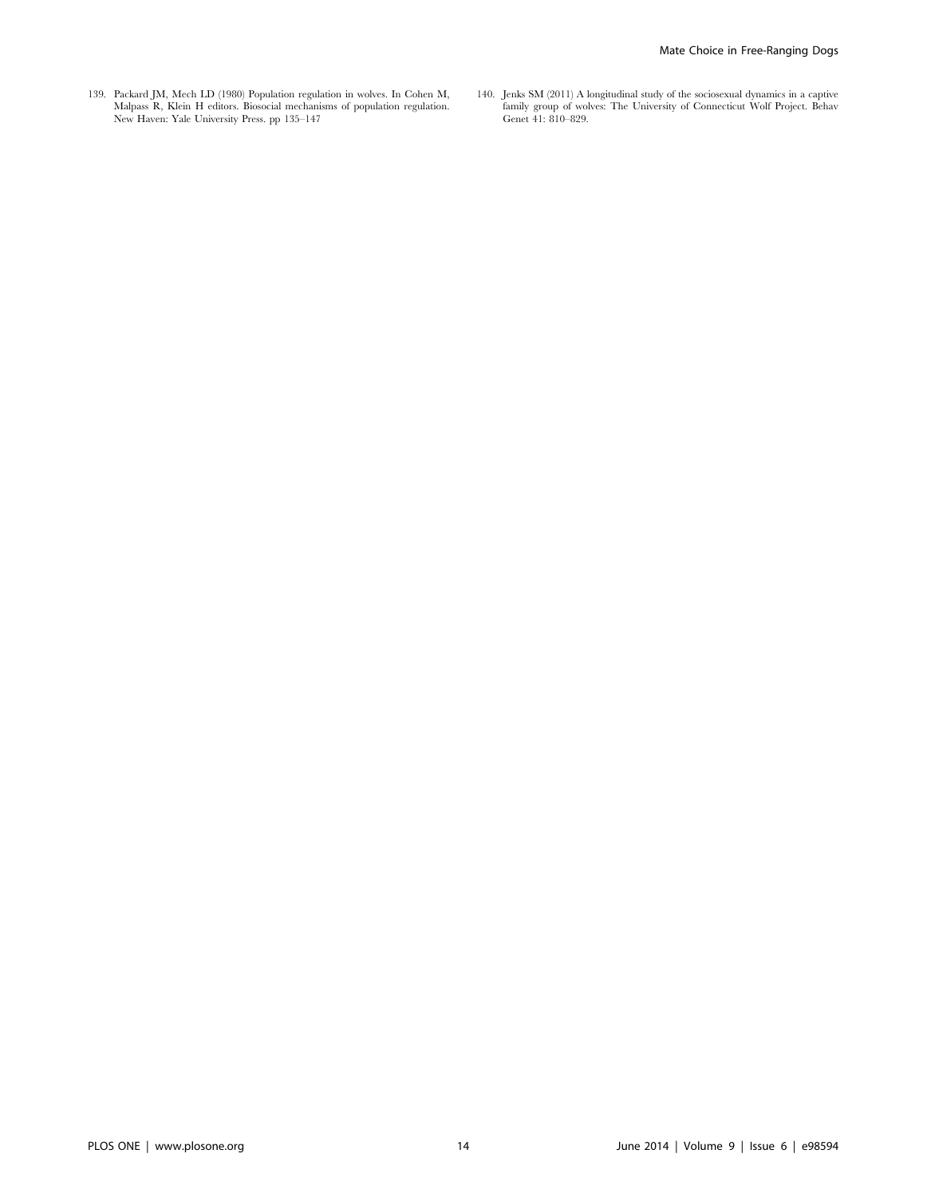139. Packard JM, Mech LD (1980) Population regulation in wolves. In Cohen M, Malpass R, Klein H editors. Biosocial mechanisms of population regulation. New Haven: Yale University Press. pp 135–147

140. Jenks SM (2011) A longitudinal study of the sociosexual dynamics in a captive family group of wolves: The University of Connecticut Wolf Project. Behav Genet 41: 810–829.